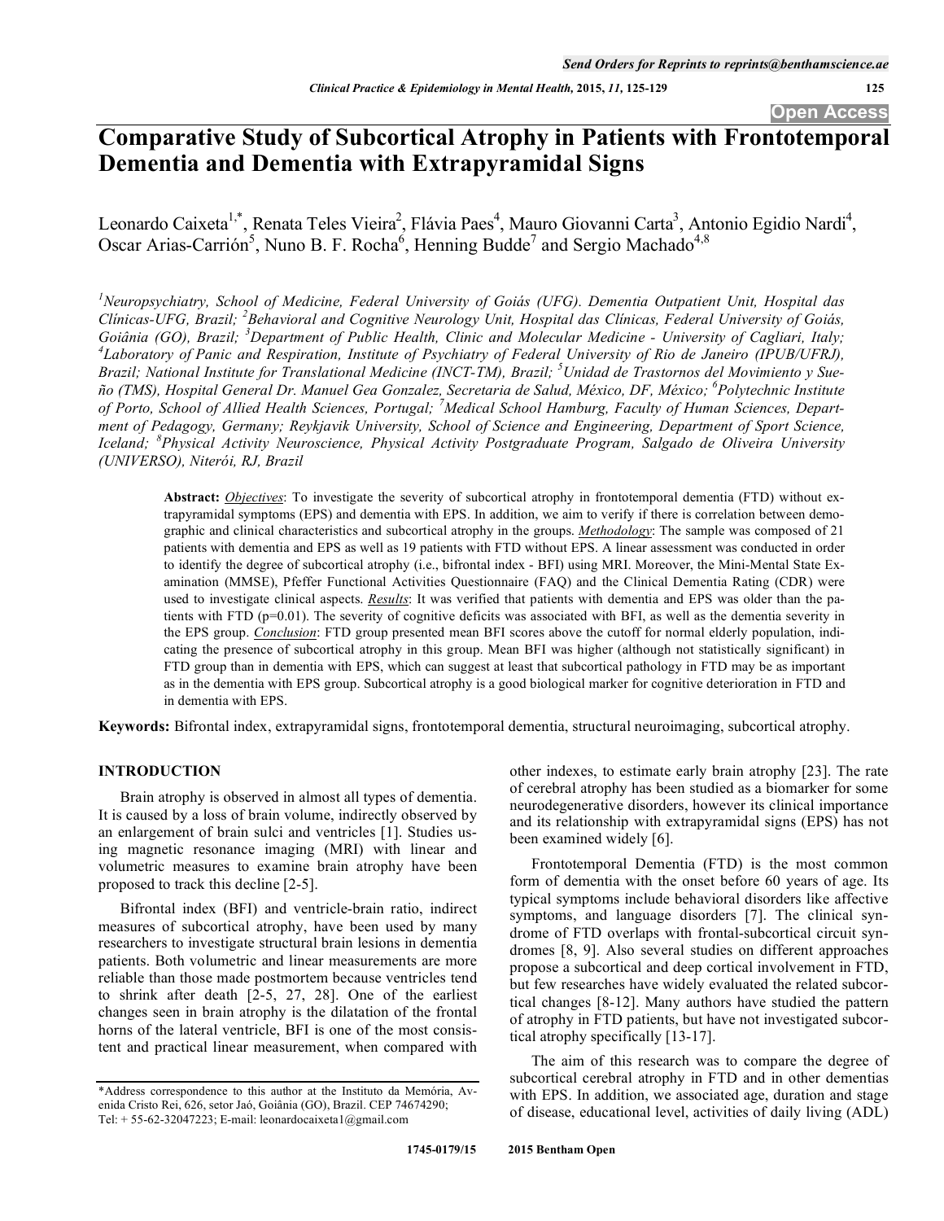# Comparative Study of Subcortical Atrophy in Patients with Frontotemporal Dementia and Dementia with Extrapyramidal Signs

Leonardo Caixeta[1,*], Renata Teles Vieira[2], Flávia Paes[4], Mauro Giovanni Carta[3], Antonio Egidio Nardi[4], Oscar Arias-Carrión[5], Nuno B. F. Rocha[6], Henning Budde[7] and Sergio Machado[4,8]

[1]Neuropsychiatry, School of Medicine, Federal University of Goiás (UFG). Dementia Outpatient Unit, Hospital das Clínicas-UFG, Brazil; [2]Behavioral and Cognitive Neurology Unit, Hospital das Clínicas, Federal University of Goiás, Goiânia (GO), Brazil; [3]Department of Public Health, Clinic and Molecular Medicine - University of Cagliari, Italy; [4]Laboratory of Panic and Respiration, Institute of Psychiatry of Federal University of Rio de Janeiro (IPUB/UFRJ), Brazil; National Institute for Translational Medicine (INCT-TM), Brazil; [5]Unidad de Trastornos del Movimiento y Sueño (TMS), Hospital General Dr. Manuel Gea Gonzalez, Secretaria de Salud, México, DF, México; [6]Polytechnic Institute of Porto, School of Allied Health Sciences, Portugal; [7]Medical School Hamburg, Faculty of Human Sciences, Department of Pedagogy, Germany; Reykjavik University, School of Science and Engineering, Department of Sport Science, Iceland; [8]Physical Activity Neuroscience, Physical Activity Postgraduate Program, Salgado de Oliveira University (UNIVERSO), Niterói, RJ, Brazil

**Abstract:** ***Objectives***: To investigate the severity of subcortical atrophy in frontotemporal dementia (FTD) without extrapyramidal symptoms (EPS) and dementia with EPS. In addition, we aim to verify if there is correlation between demographic and clinical characteristics and subcortical atrophy in the groups. ***Methodology***: The sample was composed of 21 patients with dementia and EPS as well as 19 patients with FTD without EPS. A linear assessment was conducted in order to identify the degree of subcortical atrophy (i.e., bifrontal index - BFI) using MRI. Moreover, the Mini-Mental State Examination (MMSE), Pfeffer Functional Activities Questionnaire (FAQ) and the Clinical Dementia Rating (CDR) were used to investigate clinical aspects. ***Results***: It was verified that patients with dementia and EPS was older than the patients with FTD ($p=0.01$). The severity of cognitive deficits was associated with BFI, as well as the dementia severity in the EPS group. ***Conclusion***: FTD group presented mean BFI scores above the cutoff for normal elderly population, indicating the presence of subcortical atrophy in this group. Mean BFI was higher (although not statistically significant) in FTD group than in dementia with EPS, which can suggest at least that subcortical pathology in FTD may be as important as in the dementia with EPS group. Subcortical atrophy is a good biological marker for cognitive deterioration in FTD and in dementia with EPS.

**Keywords:** Bifrontal index, extrapyramidal signs, frontotemporal dementia, structural neuroimaging, subcortical atrophy.

## INTRODUCTION

Brain atrophy is observed in almost all types of dementia. It is caused by a loss of brain volume, indirectly observed by an enlargement of brain sulci and ventricles [1]. Studies using magnetic resonance imaging (MRI) with linear and volumetric measures to examine brain atrophy have been proposed to track this decline [2-5].

Bifrontal index (BFI) and ventricle-brain ratio, indirect measures of subcortical atrophy, have been used by many researchers to investigate structural brain lesions in dementia patients. Both volumetric and linear measurements are more reliable than those made postmortem because ventricles tend to shrink after death [2-5, 27, 28]. One of the earliest changes seen in brain atrophy is the dilatation of the frontal horns of the lateral ventricle, BFI is one of the most consistent and practical linear measurement, when compared with other indexes, to estimate early brain atrophy [23]. The rate of cerebral atrophy has been studied as a biomarker for some neurodegenerative disorders, however its clinical importance and its relationship with extrapyramidal signs (EPS) has not been examined widely [6].

Frontotemporal Dementia (FTD) is the most common form of dementia with the onset before 60 years of age. Its typical symptoms include behavioral disorders like affective symptoms, and language disorders [7]. The clinical syndrome of FTD overlaps with frontal-subcortical circuit syndromes [8, 9]. Also several studies on different approaches propose a subcortical and deep cortical involvement in FTD, but few researches have widely evaluated the related subcortical changes [8-12]. Many authors have studied the pattern of atrophy in FTD patients, but have not investigated subcortical atrophy specifically [13-17].

The aim of this research was to compare the degree of subcortical cerebral atrophy in FTD and in other dementias with EPS. In addition, we associated age, duration and stage of disease, educational level, activities of daily living (ADL)

*Address correspondence to this author at the Instituto da Memória, Avenida Cristo Rei, 626, setor Jaó, Goiânia (GO), Brazil. CEP 74674290; Tel: + 55-62-32047223; E-mail: leonardocaixeta1@gmail.com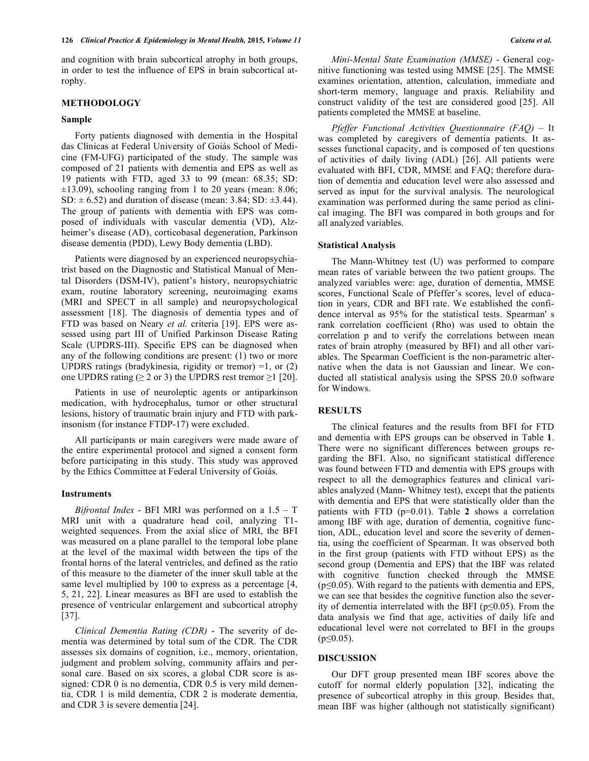and cognition with brain subcortical atrophy in both groups, in order to test the influence of EPS in brain subcortical atrophy.

## METHODOLOGY

### Sample

Forty patients diagnosed with dementia in the Hospital das Clínicas at Federal University of Goiás School of Medicine (FM-UFG) participated of the study. The sample was composed of 21 patients with dementia and EPS as well as 19 patients with FTD, aged 33 to 99 (mean: 68.35; SD: ±13.09), schooling ranging from 1 to 20 years (mean: 8.06; SD: ± 6.52) and duration of disease (mean: 3.84; SD: ±3.44). The group of patients with dementia with EPS was composed of individuals with vascular dementia (VD), Alzheimer's disease (AD), corticobasal degeneration, Parkinson disease dementia (PDD), Lewy Body dementia (LBD).

Patients were diagnosed by an experienced neuropsychiatrist based on the Diagnostic and Statistical Manual of Mental Disorders (DSM-IV), patient's history, neuropsychiatric exam, routine laboratory screening, neuroimaging exams (MRI and SPECT in all sample) and neuropsychological assessment [18]. The diagnosis of dementia types and of FTD was based on Neary *et al.* criteria [19]. EPS were assessed using part III of Unified Parkinson Disease Rating Scale (UPDRS-III). Specific EPS can be diagnosed when any of the following conditions are present: (1) two or more UPDRS ratings (bradykinesia, rigidity or tremor) =1, or (2) one UPDRS rating (≥ 2 or 3) the UPDRS rest tremor ≥1 [20].

Patients in use of neuroleptic agents or antiparkinson medication, with hydrocephalus, tumor or other structural lesions, history of traumatic brain injury and FTD with parkinsonism (for instance FTDP-17) were excluded.

All participants or main caregivers were made aware of the entire experimental protocol and signed a consent form before participating in this study. This study was approved by the Ethics Committee at Federal University of Goiás.

### Instruments

*Bifrontal Index* - BFI MRI was performed on a 1.5 – T MRI unit with a quadrature head coil, analyzing T1-weighted sequences. From the axial slice of MRI, the BFI was measured on a plane parallel to the temporal lobe plane at the level of the maximal width between the tips of the frontal horns of the lateral ventricles, and defined as the ratio of this measure to the diameter of the inner skull table at the same level multiplied by 100 to express as a percentage [4, 5, 21, 22]. Linear measures as BFI are used to establish the presence of ventricular enlargement and subcortical atrophy [37].

*Clinical Dementia Rating (CDR)* - The severity of dementia was determined by total sum of the CDR. The CDR assesses six domains of cognition, i.e., memory, orientation, judgment and problem solving, community affairs and personal care. Based on six scores, a global CDR score is assigned: CDR 0 is no dementia, CDR 0.5 is very mild dementia, CDR 1 is mild dementia, CDR 2 is moderate dementia, and CDR 3 is severe dementia [24].

*Mini-Mental State Examination (MMSE)* - General cognitive functioning was tested using MMSE [25]. The MMSE examines orientation, attention, calculation, immediate and short-term memory, language and praxis. Reliability and construct validity of the test are considered good [25]. All patients completed the MMSE at baseline.

*Pfeffer Functional Activities Questionnaire (FAQ)* – It was completed by caregivers of dementia patients. It assesses functional capacity, and is composed of ten questions of activities of daily living (ADL) [26]. All patients were evaluated with BFI, CDR, MMSE and FAQ; therefore duration of dementia and education level were also assessed and served as input for the survival analysis. The neurological examination was performed during the same period as clinical imaging. The BFI was compared in both groups and for all analyzed variables.

### Statistical Analysis

The Mann-Whitney test (U) was performed to compare mean rates of variable between the two patient groups. The analyzed variables were: age, duration of dementia, MMSE scores, Functional Scale of Pfeffer's scores, level of education in years, CDR and BFI rate. We established the confidence interval as 95% for the statistical tests. Spearman' s rank correlation coefficient (Rho) was used to obtain the correlation p and to verify the correlations between mean rates of brain atrophy (measured by BFI) and all other variables. The Spearman Coefficient is the non-parametric alternative when the data is not Gaussian and linear. We conducted all statistical analysis using the SPSS 20.0 software for Windows.

## RESULTS

The clinical features and the results from BFI for FTD and dementia with EPS groups can be observed in Table **1**. There were no significant differences between groups regarding the BFI. Also, no significant statistical difference was found between FTD and dementia with EPS groups with respect to all the demographics features and clinical variables analyzed (Mann- Whitney test), except that the patients with dementia and EPS that were statistically older than the patients with FTD ($p=0.01$). Table **2** shows a correlation among IBF with age, duration of dementia, cognitive function, ADL, education level and score the severity of dementia, using the coefficient of Spearman. It was observed both in the first group (patients with FTD without EPS) as the second group (Dementia and EPS) that the IBF was related with cognitive function checked through the MMSE ($p \leq 0.05$). With regard to the patients with dementia and EPS, we can see that besides the cognitive function also the severity of dementia interrelated with the BFI ($p \leq 0.05$). From the data analysis we find that age, activities of daily life and educational level were not correlated to BFI in the groups ($p \leq 0.05$).

## DISCUSSION

Our DFT group presented mean IBF scores above the cutoff for normal elderly population [32], indicating the presence of subcortical atrophy in this group. Besides that, mean IBF was higher (although not statistically significant)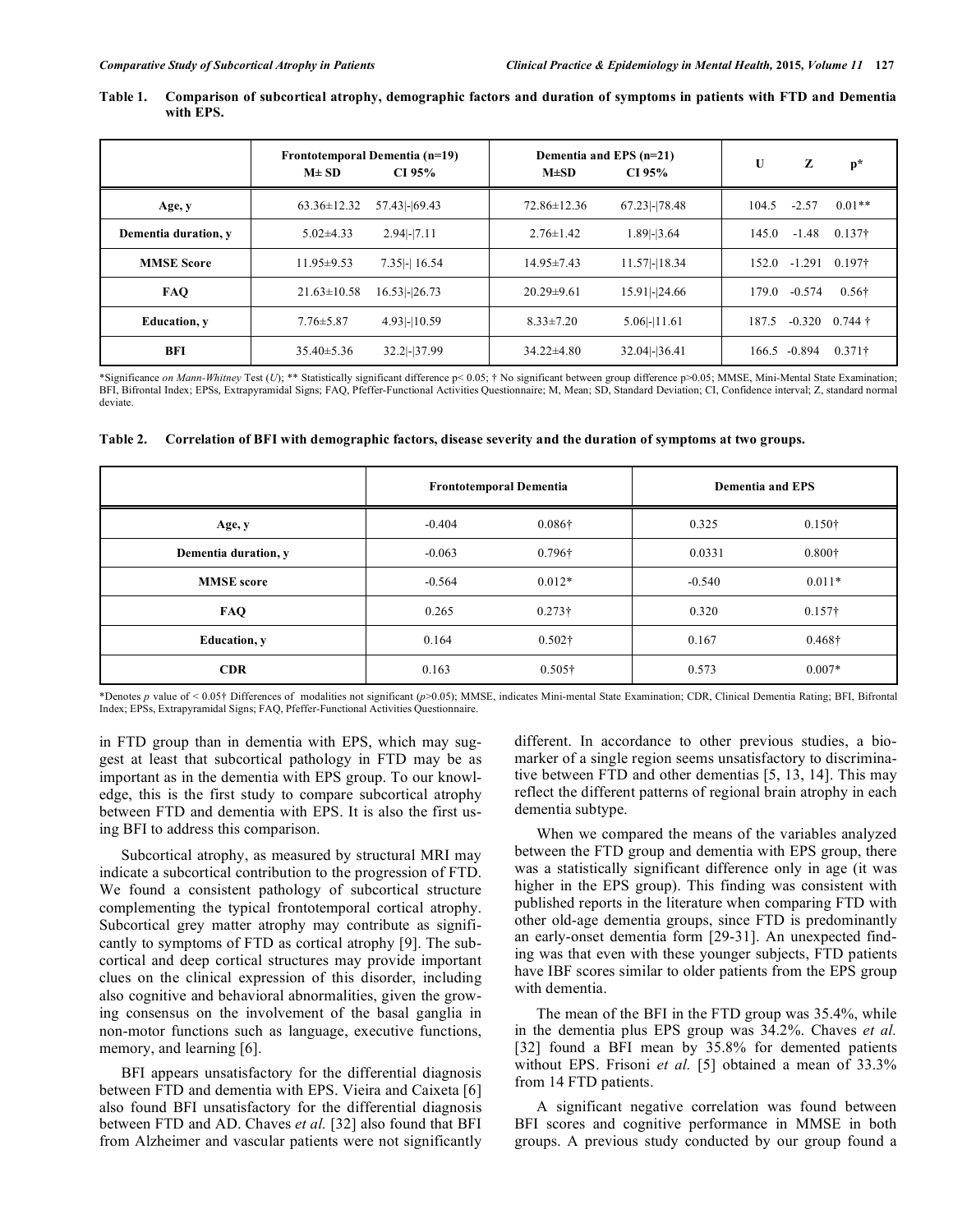**Table 1. Comparison of subcortical atrophy, demographic factors and duration of symptoms in patients with FTD and Dementia with EPS.**

| | Frontotemporal Dementia (n=19) | | Dementia and EPS (n=21) | | | | |
|---|---|---|---|---|---|---|---|
| | M± SD | CI 95% | M±SD | CI 95% | U | Z | p* |
| **Age, y** | 63.36±12.32 | 57.43\|-\|69.43 | 72.86±12.36 | 67.23\|-\|78.48 | 104.5 | -2.57 | 0.01** |
| **Dementia duration, y** | 5.02±4.33 | 2.94\|-\|7.11 | 2.76±1.42 | 1.89\|-\|3.64 | 145.0 | -1.48 | 0.137† |
| **MMSE Score** | 11.95±9.53 | 7.35\|-\| 16.54 | 14.95±7.43 | 11.57\|-\|18.34 | 152.0 | -1.291 | 0.197† |
| **FAQ** | 21.63±10.58 | 16.53\|-\|26.73 | 20.29±9.61 | 15.91\|-\|24.66 | 179.0 | -0.574 | 0.56† |
| **Education, y** | 7.76±5.87 | 4.93\|-\|10.59 | 8.33±7.20 | 5.06\|-\|11.61 | 187.5 | -0.320 | 0.744 † |
| **BFI** | 35.40±5.36 | 32.2\|-\|37.99 | 34.22±4.80 | 32.04\|-\|36.41 | 166.5 | -0.894 | 0.371† |

*Significance *on Mann-Whitney* Test (*U*); ** Statistically significant difference p< 0.05; † No significant between group difference p>0.05; MMSE, Mini-Mental State Examination; BFI, Bifrontal Index; EPSs, Extrapyramidal Signs; FAQ, Pfeffer-Functional Activities Questionnaire; M, Mean; SD, Standard Deviation; CI, Confidence interval; Z, standard normal deviate.

**Table 2. Correlation of BFI with demographic factors, disease severity and the duration of symptoms at two groups.**

| | Frontotemporal Dementia | | Dementia and EPS | |
|---|---|---|---|---|
| **Age, y** | -0.404 | 0.086† | 0.325 | 0.150† |
| **Dementia duration, y** | -0.063 | 0.796† | 0.0331 | 0.800† |
| **MMSE score** | -0.564 | 0.012* | -0.540 | 0.011* |
| **FAQ** | 0.265 | 0.273† | 0.320 | 0.157† |
| **Education, y** | 0.164 | 0.502† | 0.167 | 0.468† |
| **CDR** | 0.163 | 0.505† | 0.573 | 0.007* |

*Denotes *p* value of < 0.05† Differences of modalities not significant (*p*>0.05); MMSE, indicates Mini-mental State Examination; CDR, Clinical Dementia Rating; BFI, Bifrontal Index; EPSs, Extrapyramidal Signs; FAQ, Pfeffer-Functional Activities Questionnaire.

in FTD group than in dementia with EPS, which may suggest at least that subcortical pathology in FTD may be as important as in the dementia with EPS group. To our knowledge, this is the first study to compare subcortical atrophy between FTD and dementia with EPS. It is also the first using BFI to address this comparison.

Subcortical atrophy, as measured by structural MRI may indicate a subcortical contribution to the progression of FTD. We found a consistent pathology of subcortical structure complementing the typical frontotemporal cortical atrophy. Subcortical grey matter atrophy may contribute as significantly to symptoms of FTD as cortical atrophy [9]. The subcortical and deep cortical structures may provide important clues on the clinical expression of this disorder, including also cognitive and behavioral abnormalities, given the growing consensus on the involvement of the basal ganglia in non-motor functions such as language, executive functions, memory, and learning [6].

BFI appears unsatisfactory for the differential diagnosis between FTD and dementia with EPS. Vieira and Caixeta [6] also found BFI unsatisfactory for the differential diagnosis between FTD and AD. Chaves *et al.* [32] also found that BFI from Alzheimer and vascular patients were not significantly different. In accordance to other previous studies, a biomarker of a single region seems unsatisfactory to discriminative between FTD and other dementias [5, 13, 14]. This may reflect the different patterns of regional brain atrophy in each dementia subtype.

When we compared the means of the variables analyzed between the FTD group and dementia with EPS group, there was a statistically significant difference only in age (it was higher in the EPS group). This finding was consistent with published reports in the literature when comparing FTD with other old-age dementia groups, since FTD is predominantly an early-onset dementia form [29-31]. An unexpected finding was that even with these younger subjects, FTD patients have IBF scores similar to older patients from the EPS group with dementia.

The mean of the BFI in the FTD group was 35.4%, while in the dementia plus EPS group was 34.2%. Chaves *et al.* [32] found a BFI mean by 35.8% for demented patients without EPS. Frisoni *et al.* [5] obtained a mean of 33.3% from 14 FTD patients.

A significant negative correlation was found between BFI scores and cognitive performance in MMSE in both groups. A previous study conducted by our group found a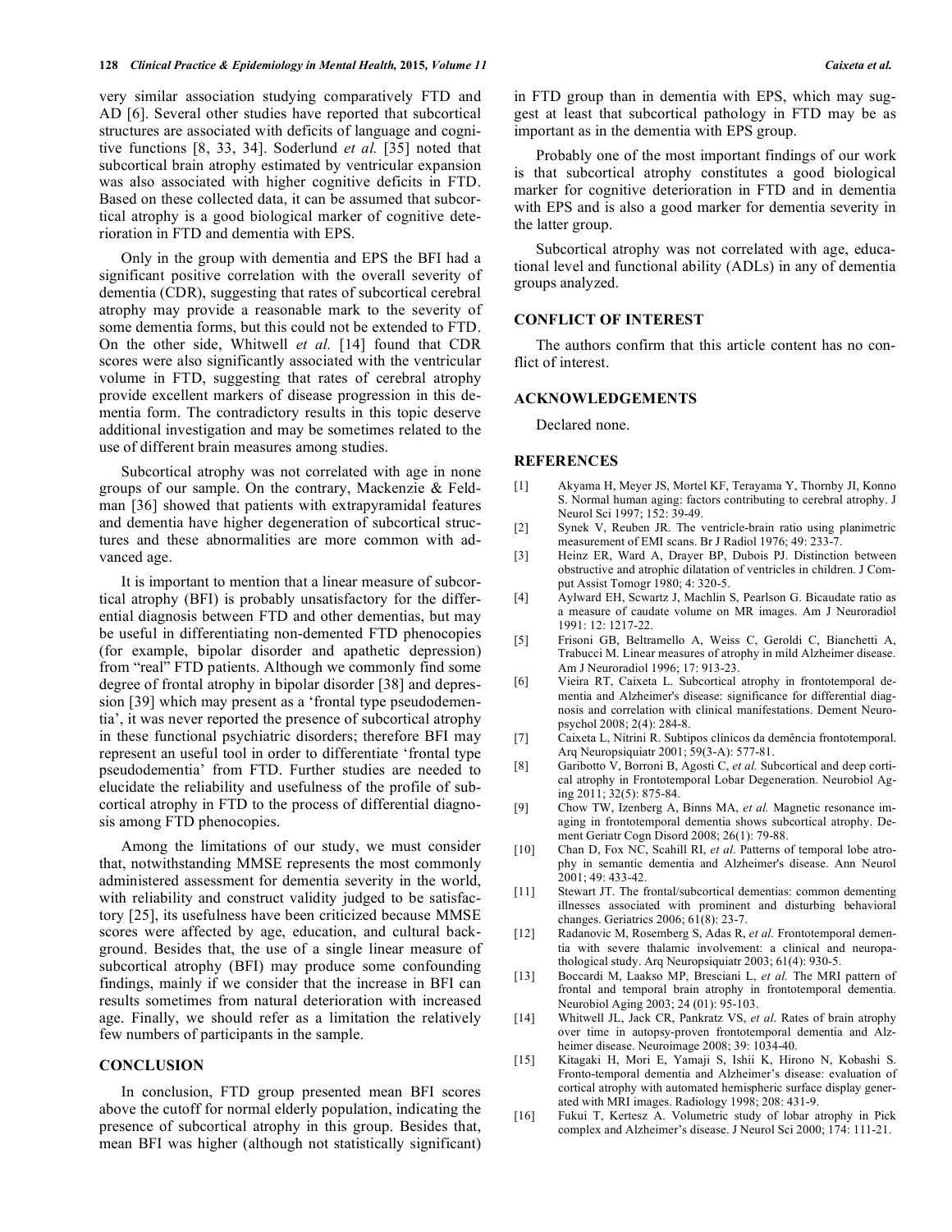very similar association studying comparatively FTD and AD [6]. Several other studies have reported that subcortical structures are associated with deficits of language and cognitive functions [8, 33, 34]. Soderlund *et al.* [35] noted that subcortical brain atrophy estimated by ventricular expansion was also associated with higher cognitive deficits in FTD. Based on these collected data, it can be assumed that subcortical atrophy is a good biological marker of cognitive deterioration in FTD and dementia with EPS.

Only in the group with dementia and EPS the BFI had a significant positive correlation with the overall severity of dementia (CDR), suggesting that rates of subcortical cerebral atrophy may provide a reasonable mark to the severity of some dementia forms, but this could not be extended to FTD. On the other side, Whitwell *et al.* [14] found that CDR scores were also significantly associated with the ventricular volume in FTD, suggesting that rates of cerebral atrophy provide excellent markers of disease progression in this dementia form. The contradictory results in this topic deserve additional investigation and may be sometimes related to the use of different brain measures among studies.

Subcortical atrophy was not correlated with age in none groups of our sample. On the contrary, Mackenzie & Feldman [36] showed that patients with extrapyramidal features and dementia have higher degeneration of subcortical structures and these abnormalities are more common with advanced age.

It is important to mention that a linear measure of subcortical atrophy (BFI) is probably unsatisfactory for the differential diagnosis between FTD and other dementias, but may be useful in differentiating non-demented FTD phenocopies (for example, bipolar disorder and apathetic depression) from "real" FTD patients. Although we commonly find some degree of frontal atrophy in bipolar disorder [38] and depression [39] which may present as a 'frontal type pseudodementia', it was never reported the presence of subcortical atrophy in these functional psychiatric disorders; therefore BFI may represent an useful tool in order to differentiate 'frontal type pseudodementia' from FTD. Further studies are needed to elucidate the reliability and usefulness of the profile of subcortical atrophy in FTD to the process of differential diagnosis among FTD phenocopies.

Among the limitations of our study, we must consider that, notwithstanding MMSE represents the most commonly administered assessment for dementia severity in the world, with reliability and construct validity judged to be satisfactory [25], its usefulness have been criticized because MMSE scores were affected by age, education, and cultural background. Besides that, the use of a single linear measure of subcortical atrophy (BFI) may produce some confounding findings, mainly if we consider that the increase in BFI can results sometimes from natural deterioration with increased age. Finally, we should refer as a limitation the relatively few numbers of participants in the sample.

## CONCLUSION

In conclusion, FTD group presented mean BFI scores above the cutoff for normal elderly population, indicating the presence of subcortical atrophy in this group. Besides that, mean BFI was higher (although not statistically significant) in FTD group than in dementia with EPS, which may suggest at least that subcortical pathology in FTD may be as important as in the dementia with EPS group.

Probably one of the most important findings of our work is that subcortical atrophy constitutes a good biological marker for cognitive deterioration in FTD and in dementia with EPS and is also a good marker for dementia severity in the latter group.

Subcortical atrophy was not correlated with age, educational level and functional ability (ADLs) in any of dementia groups analyzed.

## CONFLICT OF INTEREST

The authors confirm that this article content has no conflict of interest.

## ACKNOWLEDGEMENTS

Declared none.

## REFERENCES

[1] Akyama H, Meyer JS, Mortel KF, Terayama Y, Thornby JI, Konno S. Normal human aging: factors contributing to cerebral atrophy. J Neurol Sci 1997; 152: 39-49.

[2] Synek V, Reuben JR. The ventricle-brain ratio using planimetric measurement of EMI scans. Br J Radiol 1976; 49: 233-7.

[3] Heinz ER, Ward A, Drayer BP, Dubois PJ. Distinction between obstructive and atrophic dilatation of ventricles in children. J Comput Assist Tomogr 1980; 4: 320-5.

[4] Aylward EH, Scwartz J, Machlin S, Pearlson G. Bicaudate ratio as a measure of caudate volume on MR images. Am J Neuroradiol 1991: 12: 1217-22.

[5] Frisoni GB, Beltramello A, Weiss C, Geroldi C, Bianchetti A, Trabucci M. Linear measures of atrophy in mild Alzheimer disease. Am J Neuroradiol 1996; 17: 913-23.

[6] Vieira RT, Caixeta L. Subcortical atrophy in frontotemporal dementia and Alzheimer's disease: significance for differential diagnosis and correlation with clinical manifestations. Dement Neuropsychol 2008; 2(4): 284-8.

[7] Caixeta L, Nitrini R. Subtipos clínicos da demência frontotemporal. Arq Neuropsiquiatr 2001; 59(3-A): 577-81.

[8] Garibotto V, Borroni B, Agosti C, *et al.* Subcortical and deep cortical atrophy in Frontotemporal Lobar Degeneration. Neurobiol Aging 2011; 32(5): 875-84.

[9] Chow TW, Izenberg A, Binns MA, *et al.* Magnetic resonance imaging in frontotemporal dementia shows subcortical atrophy. Dement Geriatr Cogn Disord 2008; 26(1): 79-88.

[10] Chan D, Fox NC, Scahill RI, *et al.* Patterns of temporal lobe atrophy in semantic dementia and Alzheimer's disease. Ann Neurol 2001; 49: 433-42.

[11] Stewart JT. The frontal/subcortical dementias: common dementing illnesses associated with prominent and disturbing behavioral changes. Geriatrics 2006; 61(8): 23-7.

[12] Radanovic M, Rosemberg S, Adas R, *et al.* Frontotemporal dementia with severe thalamic involvement: a clinical and neuropathological study. Arq Neuropsiquiatr 2003; 61(4): 930-5.

[13] Boccardi M, Laakso MP, Bresciani L, *et al.* The MRI pattern of frontal and temporal brain atrophy in frontotemporal dementia. Neurobiol Aging 2003; 24 (01): 95-103.

[14] Whitwell JL, Jack CR, Pankratz VS, *et al.* Rates of brain atrophy over time in autopsy-proven frontotemporal dementia and Alzheimer disease. Neuroimage 2008; 39: 1034-40.

[15] Kitagaki H, Mori E, Yamaji S, Ishii K, Hirono N, Kobashi S. Fronto-temporal dementia and Alzheimer's disease: evaluation of cortical atrophy with automated hemispheric surface display generated with MRI images. Radiology 1998; 208: 431-9.

[16] Fukui T, Kertesz A. Volumetric study of lobar atrophy in Pick complex and Alzheimer's disease. J Neurol Sci 2000; 174: 111-21.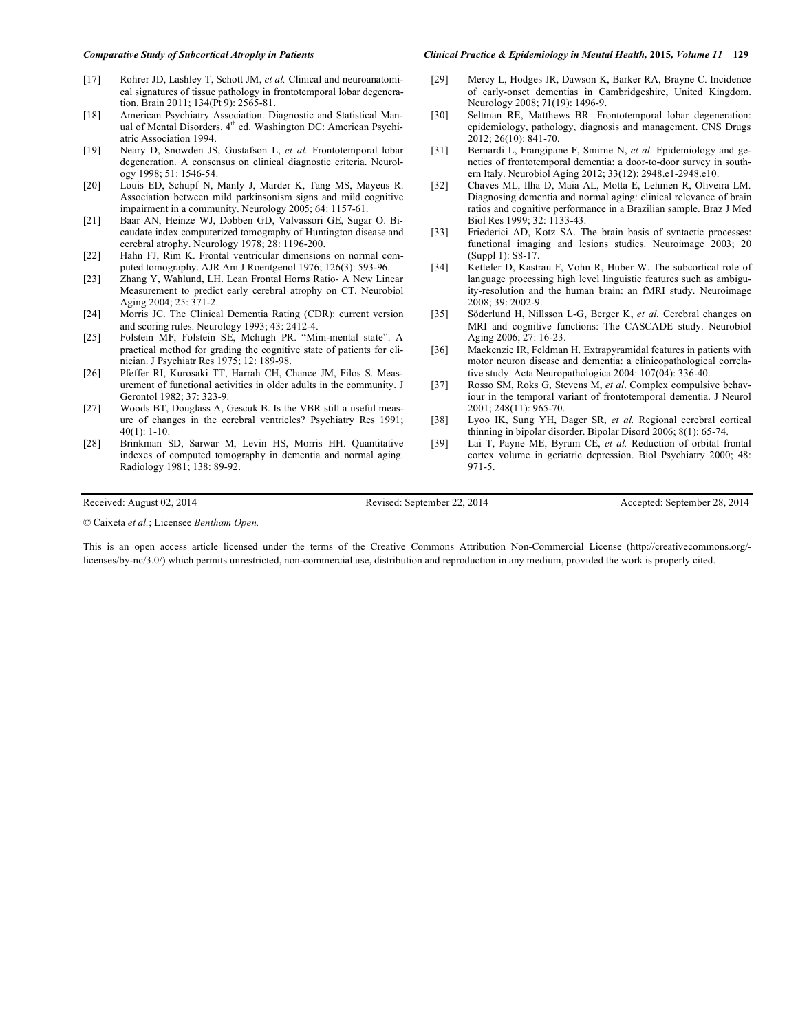[17] Rohrer JD, Lashley T, Schott JM, *et al.* Clinical and neuroanatomical signatures of tissue pathology in frontotemporal lobar degeneration. Brain 2011; 134(Pt 9): 2565-81.

[18] American Psychiatry Association. Diagnostic and Statistical Manual of Mental Disorders. 4th ed. Washington DC: American Psychiatric Association 1994.

[19] Neary D, Snowden JS, Gustafson L, *et al.* Frontotemporal lobar degeneration. A consensus on clinical diagnostic criteria. Neurology 1998; 51: 1546-54.

[20] Louis ED, Schupf N, Manly J, Marder K, Tang MS, Mayeus R. Association between mild parkinsonism signs and mild cognitive impairment in a community. Neurology 2005; 64: 1157-61.

[21] Baar AN, Heinze WJ, Dobben GD, Valvassori GE, Sugar O. Bicaudate index computerized tomography of Huntington disease and cerebral atrophy. Neurology 1978; 28: 1196-200.

[22] Hahn FJ, Rim K. Frontal ventricular dimensions on normal computed tomography. AJR Am J Roentgenol 1976; 126(3): 593-96.

[23] Zhang Y, Wahlund, LH. Lean Frontal Horns Ratio- A New Linear Measurement to predict early cerebral atrophy on CT. Neurobiol Aging 2004; 25: 371-2.

[24] Morris JC. The Clinical Dementia Rating (CDR): current version and scoring rules. Neurology 1993; 43: 2412-4.

[25] Folstein MF, Folstein SE, Mchugh PR. "Mini-mental state". A practical method for grading the cognitive state of patients for clinician. J Psychiatr Res 1975; 12: 189-98.

[26] Pfeffer RI, Kurosaki TT, Harrah CH, Chance JM, Filos S. Measurement of functional activities in older adults in the community. J Gerontol 1982; 37: 323-9.

[27] Woods BT, Douglass A, Gescuk B. Is the VBR still a useful measure of changes in the cerebral ventricles? Psychiatry Res 1991; 40(1): 1-10.

[28] Brinkman SD, Sarwar M, Levin HS, Morris HH. Quantitative indexes of computed tomography in dementia and normal aging. Radiology 1981; 138: 89-92.

[29] Mercy L, Hodges JR, Dawson K, Barker RA, Brayne C. Incidence of early-onset dementias in Cambridgeshire, United Kingdom. Neurology 2008; 71(19): 1496-9.

[30] Seltman RE, Matthews BR. Frontotemporal lobar degeneration: epidemiology, pathology, diagnosis and management. CNS Drugs 2012; 26(10): 841-70.

[31] Bernardi L, Frangipane F, Smirne N, *et al.* Epidemiology and genetics of frontotemporal dementia: a door-to-door survey in southern Italy. Neurobiol Aging 2012; 33(12): 2948.e1-2948.e10.

[32] Chaves ML, Ilha D, Maia AL, Motta E, Lehmen R, Oliveira LM. Diagnosing dementia and normal aging: clinical relevance of brain ratios and cognitive performance in a Brazilian sample. Braz J Med Biol Res 1999; 32: 1133-43.

[33] Friederici AD, Kotz SA. The brain basis of syntactic processes: functional imaging and lesions studies. Neuroimage 2003; 20 (Suppl 1): S8-17.

[34] Ketteler D, Kastrau F, Vohn R, Huber W. The subcortical role of language processing high level linguistic features such as ambiguity-resolution and the human brain: an fMRI study. Neuroimage 2008; 39: 2002-9.

[35] Söderlund H, Nillsson L-G, Berger K, *et al.* Cerebral changes on MRI and cognitive functions: The CASCADE study. Neurobiol Aging 2006; 27: 16-23.

[36] Mackenzie IR, Feldman H. Extrapyramidal features in patients with motor neuron disease and dementia: a clinicopathological correlative study. Acta Neuropathologica 2004: 107(04): 336-40.

[37] Rosso SM, Roks G, Stevens M, *et al*. Complex compulsive behaviour in the temporal variant of frontotemporal dementia. J Neurol 2001; 248(11): 965-70.

[38] Lyoo IK, Sung YH, Dager SR, *et al.* Regional cerebral cortical thinning in bipolar disorder. Bipolar Disord 2006; 8(1): 65-74.

[39] Lai T, Payne ME, Byrum CE, *et al.* Reduction of orbital frontal cortex volume in geriatric depression. Biol Psychiatry 2000; 48: 971-5.

Received: August 02, 2014 Revised: September 22, 2014 Accepted: September 28, 2014

© Caixeta *et al.*; Licensee *Bentham Open.*

This is an open access article licensed under the terms of the Creative Commons Attribution Non-Commercial License (http://creativecommons.org/-licenses/by-nc/3.0/) which permits unrestricted, non-commercial use, distribution and reproduction in any medium, provided the work is properly cited.